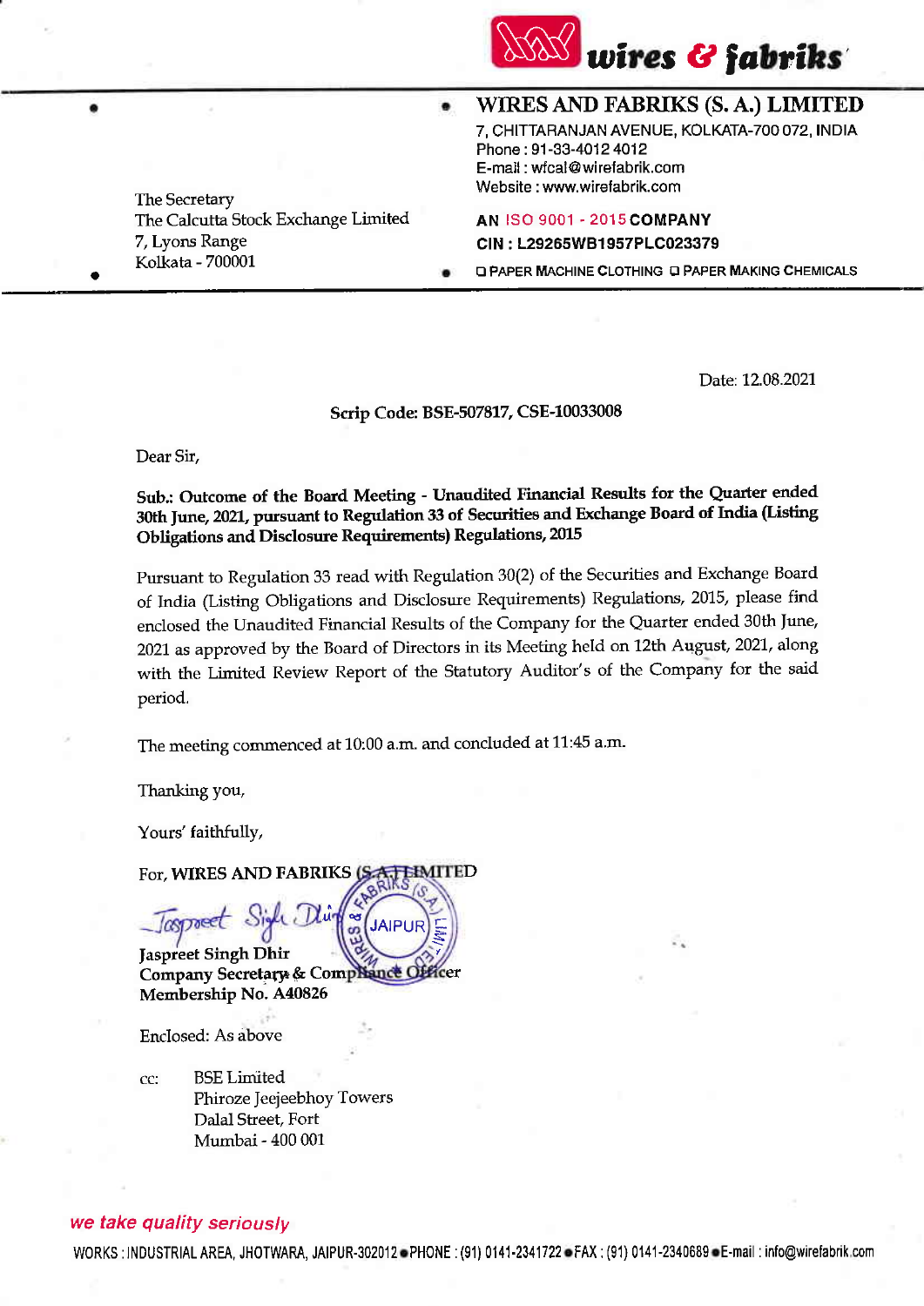**wires & fabriks**

**WIRES AND FABRIKS (S. A.) LIMITED**
7, CHITTARANJAN AVENUE, KOLKATA-700 072, INDIA
Phone : 91-33-4012 4012
E-mail : wfcal@wirefabrik.com
Website : www.wirefabrik.com

**AN ISO 9001 - 2015 COMPANY**
**CIN : L29265WB1957PLC023379**

❑ PAPER MACHINE CLOTHING ❑ PAPER MAKING CHEMICALS

The Secretary
The Calcutta Stock Exchange Limited
7, Lyons Range
Kolkata - 700001

Date: 12.08.2021

**Scrip Code: BSE-507817, CSE-10033008**

Dear Sir,

**Sub.: Outcome of the Board Meeting - Unaudited Financial Results for the Quarter ended 30th June, 2021, pursuant to Regulation 33 of Securities and Exchange Board of India (Listing Obligations and Disclosure Requirements) Regulations, 2015**

Pursuant to Regulation 33 read with Regulation 30(2) of the Securities and Exchange Board of India (Listing Obligations and Disclosure Requirements) Regulations, 2015, please find enclosed the Unaudited Financial Results of the Company for the Quarter ended 30th June, 2021 as approved by the Board of Directors in its Meeting held on 12th August, 2021, along with the Limited Review Report of the Statutory Auditor's of the Company for the said period.

The meeting commenced at 10:00 a.m. and concluded at 11:45 a.m.

Thanking you,

Yours' faithfully,

For, **WIRES AND FABRIKS (S.A.) LIMITED**

**Jaspreet Singh Dhir**
**Company Secretary & Compliance Officer**
**Membership No. A40826**

Enclosed: As above

cc: BSE Limited
Phiroze Jeejeebhoy Towers
Dalal Street, Fort
Mumbai - 400 001

*we take quality seriously*

WORKS : INDUSTRIAL AREA, JHOTWARA, JAIPUR-302012 • PHONE : (91) 0141-2341722 • FAX : (91) 0141-2340689 • E-mail : info@wirefabrik.com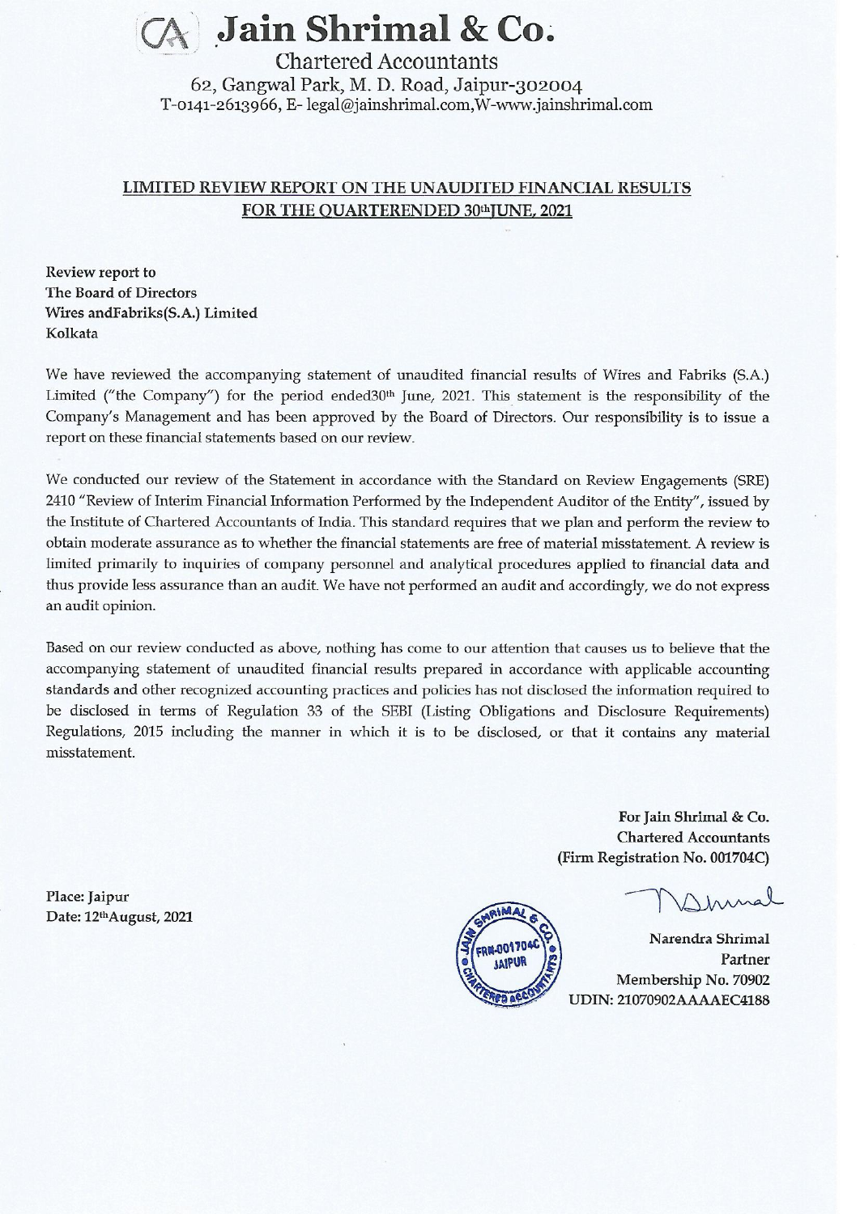# Jain Shrimal & Co.

Chartered Accountants

62, Gangwal Park, M. D. Road, Jaipur-302004

T-0141-2613966, E- legal@jainshrimal.com,W-www.jainshrimal.com

## LIMITED REVIEW REPORT ON THE UNAUDITED FINANCIAL RESULTS FOR THE QUARTERENDED 30thJUNE, 2021

**Review report to**
**The Board of Directors**
**Wires andFabriks(S.A.) Limited**
Kolkata

We have reviewed the accompanying statement of unaudited financial results of Wires and Fabriks (S.A.) Limited ("the Company") for the period ended30th June, 2021. This statement is the responsibility of the Company's Management and has been approved by the Board of Directors. Our responsibility is to issue a report on these financial statements based on our review.

We conducted our review of the Statement in accordance with the Standard on Review Engagements (SRE) 2410 "Review of Interim Financial Information Performed by the Independent Auditor of the Entity", issued by the Institute of Chartered Accountants of India. This standard requires that we plan and perform the review to obtain moderate assurance as to whether the financial statements are free of material misstatement. A review is limited primarily to inquiries of company personnel and analytical procedures applied to financial data and thus provide less assurance than an audit. We have not performed an audit and accordingly, we do not express an audit opinion.

Based on our review conducted as above, nothing has come to our attention that causes us to believe that the accompanying statement of unaudited financial results prepared in accordance with applicable accounting standards and other recognized accounting practices and policies has not disclosed the information required to be disclosed in terms of Regulation 33 of the SEBI (Listing Obligations and Disclosure Requirements) Regulations, 2015 including the manner in which it is to be disclosed, or that it contains any material misstatement.

**For Jain Shrimal & Co.**
**Chartered Accountants**
**(Firm Registration No. 001704C)**

**Place: Jaipur**
**Date: 12th August, 2021**

**Narendra Shrimal**
**Partner**
**Membership No. 70902**
**UDIN: 21070902AAAAEC4188**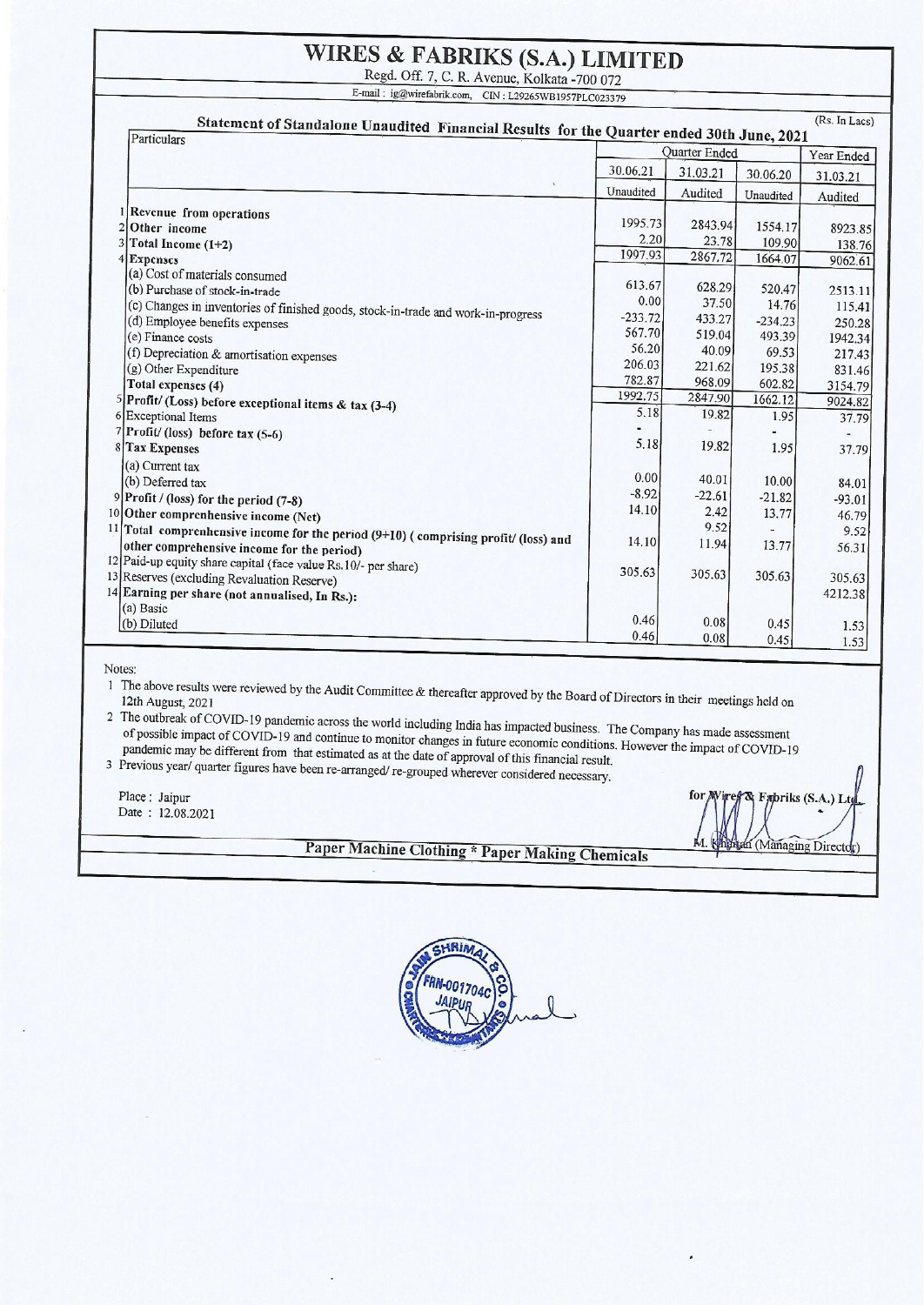# WIRES & FABRIKS (S.A.) LIMITED

Regd. Off. 7, C. R. Avenue, Kolkata -700 072

E-mail : ig@wirefabrik.com, CIN : L29265WB1957PLC023379

## Statement of Standalone Unaudited Financial Results for the Quarter ended 30th June, 2021

(Rs. In Lacs)

| Particulars | Quarter Ended | | | Year Ended |
|---|---|---|---|---|
| | 30.06.21 | 31.03.21 | 30.06.20 | 31.03.21 |
| | Unaudited | Audited | Unaudited | Audited |
| 1 **Revenue from operations** | 1995.73 | 2843.94 | 1554.17 | 8923.85 |
| 2 **Other income** | 2.20 | 23.78 | 109.90 | 138.76 |
| 3 **Total Income (1+2)** | 1997.93 | 2867.72 | 1664.07 | 9062.61 |
| 4 **Expenses** | | | | |
| (a) Cost of materials consumed | 613.67 | 628.29 | 520.47 | 2513.11 |
| (b) Purchase of stock-in-trade | 0.00 | 37.50 | 14.76 | 115.41 |
| (c) Changes in inventories of finished goods, stock-in-trade and work-in-progress | -233.72 | 433.27 | -234.23 | 250.28 |
| (d) Employee benefits expenses | 567.70 | 519.04 | 493.39 | 1942.34 |
| (e) Finance costs | 56.20 | 40.09 | 69.53 | 217.43 |
| (f) Depreciation & amortisation expenses | 206.03 | 221.62 | 195.38 | 831.46 |
| (g) Other Expenditure | 782.87 | 968.09 | 602.82 | 3154.79 |
| **Total expenses (4)** | 1992.75 | 2847.90 | 1662.12 | 9024.82 |
| 5 **Profit/ (Loss) before exceptional items & tax (3-4)** | 5.18 | 19.82 | 1.95 | 37.79 |
| 6 Exceptional Items | - | - | - | - |
| 7 **Profit/ (loss) before tax (5-6)** | 5.18 | 19.82 | 1.95 | 37.79 |
| 8 **Tax Expenses** | | | | |
| (a) Current tax | 0.00 | 40.01 | 10.00 | 84.01 |
| (b) Deferred tax | -8.92 | -22.61 | -21.82 | -93.01 |
| 9 **Profit / (loss) for the period (7-8)** | 14.10 | 2.42 | 13.77 | 46.79 |
| 10 **Other comprehensive income (Net)** | | 9.52 | - | 9.52 |
| 11 **Total comprehensive income for the period (9+10) ( comprising profit/ (loss) and other comprehensive income for the period)** | 14.10 | 11.94 | 13.77 | 56.31 |
| 12 Paid-up equity share capital (face value Rs.10/- per share) | 305.63 | 305.63 | 305.63 | 305.63 |
| 13 Reserves (excluding Revaluation Reserve) | | | | 4212.38 |
| 14 **Earning per share (not annualised, In Rs.):** | | | | |
| (a) Basic | 0.46 | 0.08 | 0.45 | 1.53 |
| (b) Diluted | 0.46 | 0.08 | 0.45 | 1.53 |

Notes:

1. The above results were reviewed by the Audit Committee & thereafter approved by the Board of Directors in their meetings held on 12th August, 2021
2. The outbreak of COVID-19 pandemic across the world including India has impacted business. The Company has made assessment of possible impact of COVID-19 and continue to monitor changes in future economic conditions. However the impact of COVID-19 pandemic may be different from that estimated as at the date of approval of this financial result.
3. Previous year/ quarter figures have been re-arranged/ re-grouped wherever considered necessary.

Place : Jaipur
Date : 12.08.2021

for Wires & Fabriks (S.A.) Ltd.

M. Khaitan (Managing Director)

Paper Machine Clothing * Paper Making Chemicals